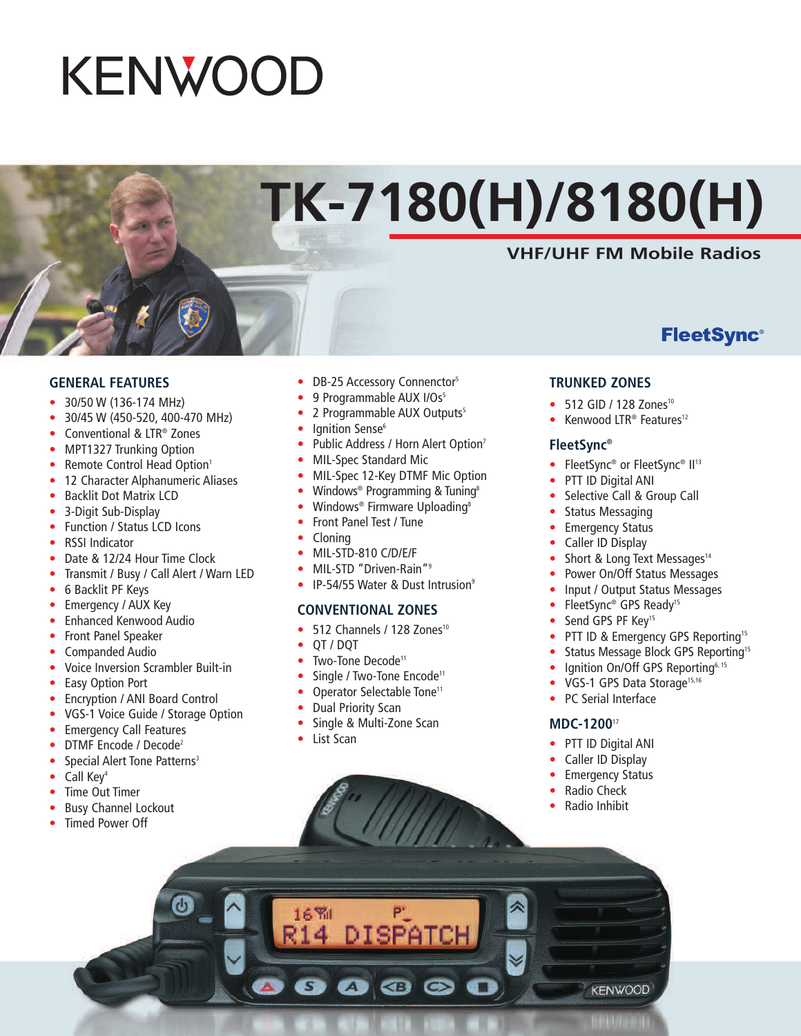# KENWOOD

# TK-7180(H)/8180(H)

## VHF/UHF FM Mobile Radios

FleetSync®

## GENERAL FEATURES

- 30/50 W (136-174 MHz)
- 30/45 W (450-520, 400-470 MHz)
- Conventional & LTR® Zones
- MPT1327 Trunking Option
- Remote Control Head Option[1]
- 12 Character Alphanumeric Aliases
- Backlit Dot Matrix LCD
- 3-Digit Sub-Display
- Function / Status LCD Icons
- RSSI Indicator
- Date & 12/24 Hour Time Clock
- Transmit / Busy / Call Alert / Warn LED
- 6 Backlit PF Keys
- Emergency / AUX Key
- Enhanced Kenwood Audio
- Front Panel Speaker
- Companded Audio
- Voice Inversion Scrambler Built-in
- Easy Option Port
- Encryption / ANI Board Control
- VGS-1 Voice Guide / Storage Option
- Emergency Call Features
- DTMF Encode / Decode[2]
- Special Alert Tone Patterns[3]
- Call Key[4]
- Time Out Timer
- Busy Channel Lockout
- Timed Power Off
- DB-25 Accessory Connector[5]
- 9 Programmable AUX I/Os[5]
- 2 Programmable AUX Outputs[5]
- Ignition Sense[6]
- Public Address / Horn Alert Option[7]
- MIL-Spec Standard Mic
- MIL-Spec 12-Key DTMF Mic Option
- Windows® Programming & Tuning[8]
- Windows® Firmware Uploading[8]
- Front Panel Test / Tune
- Cloning
- MIL-STD-810 C/D/E/F
- MIL-STD "Driven-Rain"[9]
- IP-54/55 Water & Dust Intrusion[9]

## CONVENTIONAL ZONES

- 512 Channels / 128 Zones[10]
- QT / DQT
- Two-Tone Decode[11]
- Single / Two-Tone Encode[11]
- Operator Selectable Tone[11]
- Dual Priority Scan
- Single & Multi-Zone Scan
- List Scan

## TRUNKED ZONES

- 512 GID / 128 Zones[10]
- Kenwood LTR® Features[12]

## FleetSync®

- FleetSync® or FleetSync® II[13]
- PTT ID Digital ANI
- Selective Call & Group Call
- Status Messaging
- Emergency Status
- Caller ID Display
- Short & Long Text Messages[14]
- Power On/Off Status Messages
- Input / Output Status Messages
- FleetSync® GPS Ready[15]
- Send GPS PF Key[15]
- PTT ID & Emergency GPS Reporting[15]
- Status Message Block GPS Reporting[15]
- Ignition On/Off GPS Reporting[6, 15]
- VGS-1 GPS Data Storage[15,16]
- PC Serial Interface

## MDC-1200[17]

- PTT ID Digital ANI
- Caller ID Display
- Emergency Status
- Radio Check
- Radio Inhibit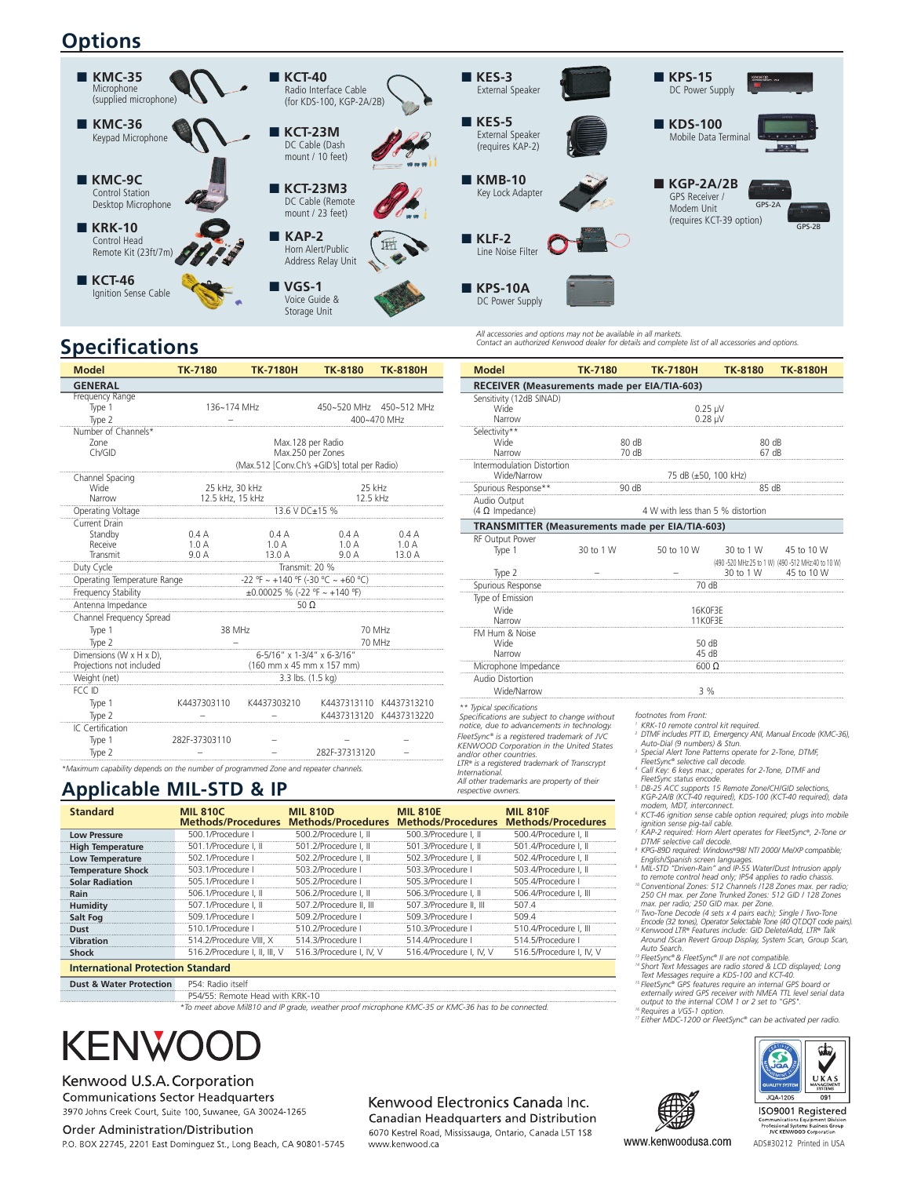## Options

- **KMC-35** Microphone (supplied microphone)
- **KMC-36** Keypad Microphone
- **KMC-9C** Control Station Desktop Microphone
- **KRK-10** Control Head Remote Kit (23ft/7m)
- **KCT-46** Ignition Sense Cable
- **KCT-40** Radio Interface Cable (for KDS-100, KGP-2A/2B)
- **KCT-23M** DC Cable (Dash mount / 10 feet)
- **KCT-23M3** DC Cable (Remote mount / 23 feet)
- **KAP-2** Horn Alert/Public Address Relay Unit
- **VGS-1** Voice Guide & Storage Unit
- **KES-3** External Speaker
- **KES-5** External Speaker (requires KAP-2)
- **KMB-10** Key Lock Adapter
- **KLF-2** Line Noise Filter
- **KPS-10A** DC Power Supply
- **KPS-15** DC Power Supply
- **KDS-100** Mobile Data Terminal
- **KGP-2A/2B** GPS Receiver / Modem Unit (requires KCT-39 option)

GPS-2A

GPS-2B

*All accessories and options may not be available in all markets.*
*Contact an authorized Kenwood dealer for details and complete list of all accessories and options.*

## Specifications

| Model | TK-7180 | TK-7180H | TK-8180 | TK-8180H |
|---|---|---|---|---|
| **GENERAL** | | | | |
| Frequency Range | | | | |
| Type 1 | 136~174 MHz | | 450~520 MHz | 450~512 MHz |
| Type 2 | – | | 400~470 MHz | |
| Number of Channels* | | | | |
| Zone | Max.128 per Radio | | | |
| CH/GID | Max.250 per Zones | | | |
| | (Max.512 [Conv.Ch's +GID's] total per Radio) | | | |
| Channel Spacing | | | | |
| Wide | 25 kHz, 30 kHz | | 25 kHz | |
| Narrow | 12.5 kHz, 15 kHz | | 12.5 kHz | |
| Operating Voltage | 13.6 V DC±15 % | | | |
| Current Drain | | | | |
| Standby | 0.4 A | 0.4 A | 0.4 A | 0.4 A |
| Receive | 1.0 A | 1.0 A | 1.0 A | 1.0 A |
| Transmit | 9.0 A | 13.0 A | 9.0 A | 13.0 A |
| Duty Cycle | Transmit: 20 % | | | |
| Operating Temperature Range | -22 °F ~ +140 °F (-30 °C ~ +60 °C) | | | |
| Frequency Stability | ±0.00025 % (-22 °F ~ +140 °F) | | | |
| Antenna Impedance | 50 Ω | | | |
| Channel Frequency Spread | | | | |
| Type 1 | 38 MHz | | 70 MHz | |
| Type 2 | – | | 70 MHz | |
| Dimensions (W x H x D), Projections not included | 6-5/16" x 1-3/4" x 6-3/16" (160 mm x 45 mm x 157 mm) | | | |
| Weight (net) | 3.3 lbs. (1.5 kg) | | | |
| FCC ID | | | | |
| Type 1 | K4437303110 | K4437303210 | K4437313110 | K4437313210 |
| Type 2 | – | – | K4437313120 | K4437313220 |
| IC Certification | | | | |
| Type 1 | 282F-37303110 | – | – | – |
| Type 2 | – | – | 282F-37313120 | – |

*Maximum capability depends on the number of programmed Zone and repeater channels.

| Model | TK-7180 | TK-7180H | TK-8180 | TK-8180H |
|---|---|---|---|---|
| **RECEIVER (Measurements made per EIA/TIA-603)** | | | | |
| Sensitivity (12dB SINAD) | | | | |
| Wide | 0.25 µV | | | |
| Narrow | 0.28 µV | | | |
| Selectivity** | | | | |
| Wide | 80 dB | | 80 dB | |
| Narrow | 70 dB | | 67 dB | |
| Intermodulation Distortion | | | | |
| Wide/Narrow | 75 dB (±50, 100 kHz) | | | |
| Spurious Response** | 90 dB | | 85 dB | |
| Audio Output (4 Ω Impedance) | 4 W with less than 5 % distortion | | | |
| **TRANSMITTER (Measurements made per EIA/TIA-603)** | | | | |
| RF Output Power | | | | |
| Type 1 | 30 to 1 W | 50 to 10 W | 30 to 1 W (490-520 MHz:25 to 1 W) | 45 to 10 W (490-512 MHz:40 to 10 W) |
| Type 2 | – | – | 30 to 1 W | 45 to 10 W |
| Spurious Response | 70 dB | | | |
| Type of Emission | | | | |
| Wide | 16K0F3E | | | |
| Narrow | 11K0F3E | | | |
| FM Hum & Noise | | | | |
| Wide | 50 dB | | | |
| Narrow | 45 dB | | | |
| Microphone Impedance | 600 Ω | | | |
| Audio Distortion | | | | |
| Wide/Narrow | 3 % | | | |

*\*\* Typical specifications*
*Specifications are subject to change without notice, due to advancements in technology.*
*FleetSync® is a registered trademark of JVC KENWOOD Corporation in the United States and/or other countries.*
*LTR® is a registered trademark of Transcrypt International.*
*All other trademarks are property of their respective owners.*

*footnotes from Front:*

1. *KRK-10 remote control kit required.*
2. *DTMF includes PTT ID, Emergency ANI, Manual Encode (KMC-36), Auto-Dial (9 numbers) & Stun.*
3. *Special Alert Tone Patterns operate for 2-Tone, DTMF, FleetSync® selective call decode.*
4. *Call Key: 6 keys max.; operates for 2-Tone, DTMF and FleetSync® status encode.*
5. *DB-25 ACC supports 15 Remote Zone/CH/GID selections, KGP-2A/B (KCT-40 required), KDS-100 (KCT-40 required), data modem, MDT, interconnect.*
6. *KCT-46 ignition sense cable option required; plugs into mobile ignition sense pig-tail cable.*
7. *KAP-2 required: Horn Alert operates for FleetSync®, 2-Tone or DTMF selective call decode.*
8. *KPG-89D required: Windows®98/ NT/ 2000/ Me/XP compatible; English/Spanish screen languages.*
9. *MIL-STD "Driven-Rain" and IP-55 Water/Dust Intrusion apply to remote control head only; IP54 applies to radio chassis.*
10. *Conventional Zones: 512 Channels /128 Zones max. per radio; 250 CH max. per Zone Trunked Zones: 512 GID / 128 Zones max. per radio; 250 GID max. per Zone.*
11. *Two-Tone Decode (4 sets x 4 pairs each); Single / Two-Tone Encode (32 tones), Operator Selectable Tone (40 QT.DQT code pairs).*
12. *Kenwood LTR® Features include: GID Delete/Add, LTR® Talk Around /Scan Revert Group Display, System Scan, Group Scan, Auto Search.*
13. *FleetSync® & FleetSync® II are not compatible.*
14. *Short Text Messages are radio stored & LCD displayed; Long Text Messages require a KDS-100 and KCT-40.*
15. *FleetSync® GPS features require an internal GPS board or externally wired GPS receiver with NMEA TTL level serial data output to the internal COM 1 or 2 set to "GPS".*
16. *Requires a VGS-1 option.*
17. *Either MDC-1200 or FleetSync® can be activated per radio.*

## Applicable MIL-STD & IP

| Standard | MIL 810C Methods/Procedures | MIL 810D Methods/Procedures | MIL 810E Methods/Procedures | MIL 810F Methods/Procedures |
|---|---|---|---|---|
| **Low Pressure** | 500.1/Procedure I | 500.2/Procedure I, II | 500.3/Procedure I, II | 500.4/Procedure I, II |
| **High Temperature** | 501.1/Procedure I, II | 501.2/Procedure I, II | 501.3/Procedure I, II | 501.4/Procedure I, II |
| **Low Temperature** | 502.1/Procedure I | 502.2/Procedure I, II | 502.3/Procedure I, II | 502.4/Procedure I, II |
| **Temperature Shock** | 503.1/Procedure I | 503.2/Procedure I | 503.3/Procedure I | 503.4/Procedure I, II |
| **Solar Radiation** | 505.1/Procedure I | 505.2/Procedure I | 505.3/Procedure I | 505.4/Procedure I |
| **Rain** | 506.1/Procedure I, II | 506.2/Procedure I, II | 506.3/Procedure I, II | 506.4/Procedure I, III |
| **Humidity** | 507.1/Procedure I, II | 507.2/Procedure II, III | 507.3/Procedure II, III | 507.4 |
| **Salt Fog** | 509.1/Procedure I | 509.2/Procedure I | 509.3/Procedure I | 509.4 |
| **Dust** | 510.1/Procedure I | 510.2/Procedure I | 510.3/Procedure I | 510.4/Procedure I, III |
| **Vibration** | 514.2/Procedure VIII, X | 514.3/Procedure I | 514.4/Procedure I | 514.5/Procedure I |
| **Shock** | 516.2/Procedure I, II, III, V | 516.3/Procedure I, IV, V | 516.4/Procedure I, IV, V | 516.5/Procedure I, IV, V |
| **International Protection Standard** | | | | |
| **Dust & Water Protection** | P54: Radio itself | | | |
| | P54/55: Remote Head with KRK-10 | | | |

*To meet above Mil810 and IP grade, weather proof microphone KMC-35 or KMC-36 has to be connected.

KENWOOD

**Kenwood U.S.A. Corporation**
Communications Sector Headquarters
3970 Johns Creek Court, Suite 100, Suwanee, GA 30024-1265

Order Administration/Distribution
P.O. BOX 22745, 2201 East Dominguez St., Long Beach, CA 90801-5745

**Kenwood Electronics Canada Inc.**
Canadian Headquarters and Distribution
6070 Kestrel Road, Mississauga, Ontario, Canada L5T 1S8
www.kenwood.ca

www.kenwoodusa.com

JQA-1205 091
ISO9001 Registered
Communications Equipment Division
Professional Systems Business Group
JVC KENWOOD Corporation

ADS#30212 Printed in USA